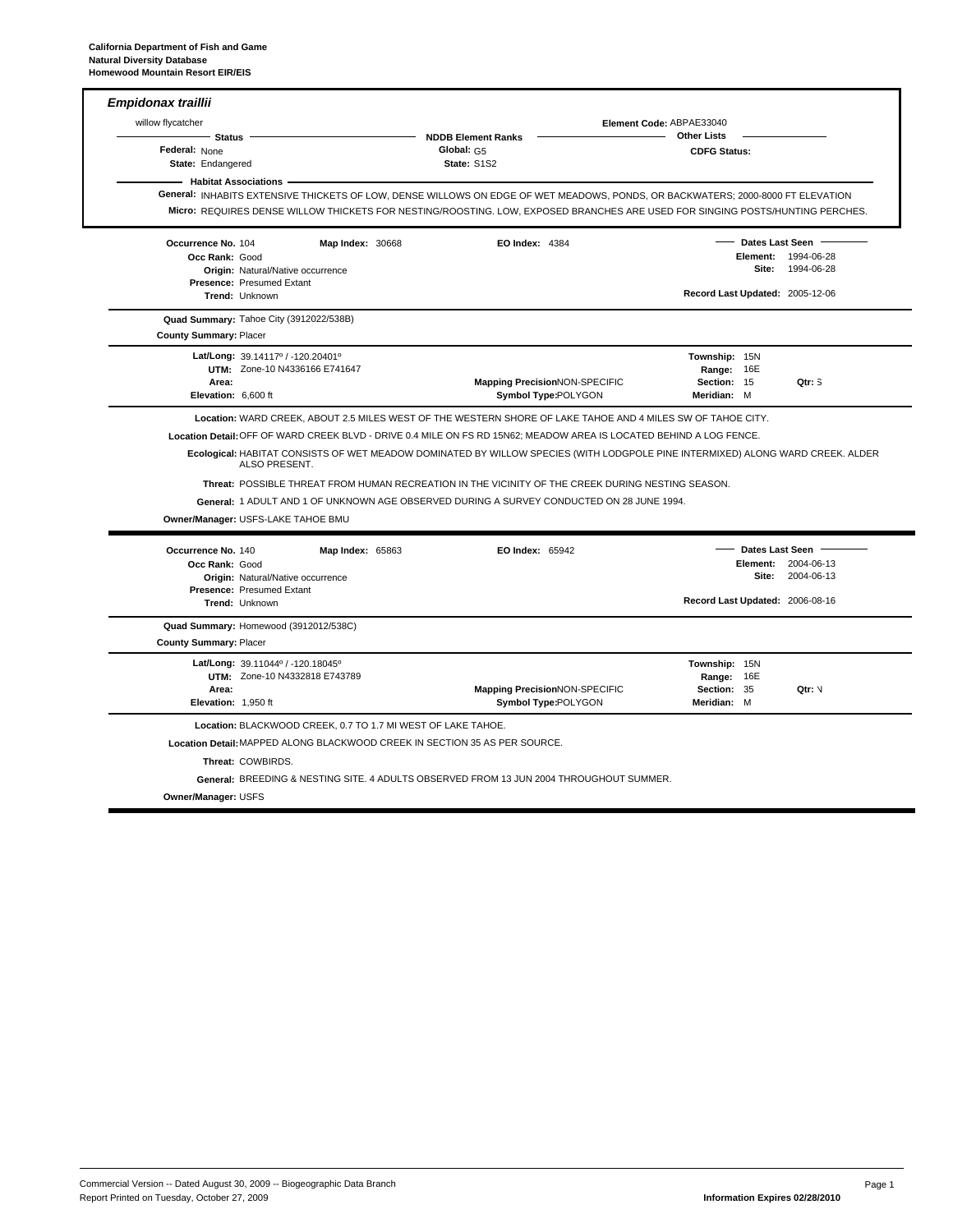**California Department of Fish and Game**
**Natural Diversity Database**
**Homewood Mountain Resort EIR/EIS**

## *Empidonax traillii*

willow flycatcher

**Element Code:** ABPAE33040

| Status | | NDDB Element Ranks | | Other Lists | |
|---|---|---|---|---|---|
| **Federal:** | None | **Global:** | G5 | **CDFG Status:** | |
| **State:** | Endangered | **State:** | S1S2 | | |

**Habitat Associations**

**General:** INHABITS EXTENSIVE THICKETS OF LOW, DENSE WILLOWS ON EDGE OF WET MEADOWS, PONDS, OR BACKWATERS; 2000-8000 FT ELEVATION

**Micro:** REQUIRES DENSE WILLOW THICKETS FOR NESTING/ROOSTING. LOW, EXPOSED BRANCHES ARE USED FOR SINGING POSTS/HUNTING PERCHES.

---

**Occurrence No.** 104 **Map Index:** 30668 **EO Index:** 4384

**Occ Rank:** Good
**Origin:** Natural/Native occurrence
**Presence:** Presumed Extant
**Trend:** Unknown

**Dates Last Seen**
**Element:** 1994-06-28
**Site:** 1994-06-28
**Record Last Updated:** 2005-12-06

**Quad Summary:** Tahoe City (3912022/538B)
**County Summary:** Placer

**Lat/Long:** 39.14117º / -120.20401º
**UTM:** Zone-10 N4336166 E741647
**Area:**
**Elevation:** 6,600 ft

**Mapping Precision:** NON-SPECIFIC
**Symbol Type:** POLYGON

**Township:** 15N
**Range:** 16E
**Section:** 15 **Qtr:** S
**Meridian:** M

**Location:** WARD CREEK, ABOUT 2.5 MILES WEST OF THE WESTERN SHORE OF LAKE TAHOE AND 4 MILES SW OF TAHOE CITY.

**Location Detail:** OFF OF WARD CREEK BLVD - DRIVE 0.4 MILE ON FS RD 15N62; MEADOW AREA IS LOCATED BEHIND A LOG FENCE.

**Ecological:** HABITAT CONSISTS OF WET MEADOW DOMINATED BY WILLOW SPECIES (WITH LODGPOLE PINE INTERMIXED) ALONG WARD CREEK. ALDER ALSO PRESENT.

**Threat:** POSSIBLE THREAT FROM HUMAN RECREATION IN THE VICINITY OF THE CREEK DURING NESTING SEASON.

**General:** 1 ADULT AND 1 OF UNKNOWN AGE OBSERVED DURING A SURVEY CONDUCTED ON 28 JUNE 1994.

**Owner/Manager:** USFS-LAKE TAHOE BMU

---

**Occurrence No.** 140 **Map Index:** 65863 **EO Index:** 65942

**Occ Rank:** Good
**Origin:** Natural/Native occurrence
**Presence:** Presumed Extant
**Trend:** Unknown

**Dates Last Seen**
**Element:** 2004-06-13
**Site:** 2004-06-13
**Record Last Updated:** 2006-08-16

**Quad Summary:** Homewood (3912012/538C)
**County Summary:** Placer

**Lat/Long:** 39.11044º / -120.18045º
**UTM:** Zone-10 N4332818 E743789
**Area:**
**Elevation:** 1,950 ft

**Mapping Precision:** NON-SPECIFIC
**Symbol Type:** POLYGON

**Township:** 15N
**Range:** 16E
**Section:** 35 **Qtr:** N
**Meridian:** M

**Location:** BLACKWOOD CREEK, 0.7 TO 1.7 MI WEST OF LAKE TAHOE.

**Location Detail:** MAPPED ALONG BLACKWOOD CREEK IN SECTION 35 AS PER SOURCE.

**Threat:** COWBIRDS.

**General:** BREEDING & NESTING SITE. 4 ADULTS OBSERVED FROM 13 JUN 2004 THROUGHOUT SUMMER.

**Owner/Manager:** USFS

---

Commercial Version -- Dated August 30, 2009 -- Biogeographic Data Branch
Report Printed on Tuesday, October 27, 2009

**Information Expires 02/28/2010**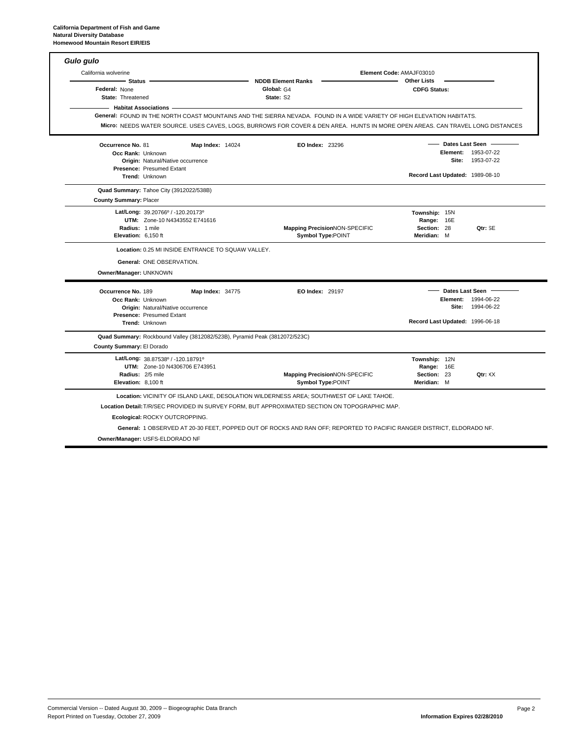California Department of Fish and Game
Natural Diversity Database
Homewood Mountain Resort EIR/EIS

## *Gulo gulo*

California wolverine

**Element Code:** AMAJF03010

**Status**
- **Federal:** None
- **State:** Threatened

**NDDB Element Ranks**
- **Global:** G4
- **State:** S2

**Other Lists**
- **CDFG Status:**

**Habitat Associations**

**General:** FOUND IN THE NORTH COAST MOUNTAINS AND THE SIERRA NEVADA. FOUND IN A WIDE VARIETY OF HIGH ELEVATION HABITATS.

**Micro:** NEEDS WATER SOURCE. USES CAVES, LOGS, BURROWS FOR COVER & DEN AREA. HUNTS IN MORE OPEN AREAS. CAN TRAVEL LONG DISTANCES

---

**Occurrence No.** 81 **Map Index:** 14024 **EO Index:** 23296

**Occ Rank:** Unknown
**Origin:** Natural/Native occurrence
**Presence:** Presumed Extant
**Trend:** Unknown

**Dates Last Seen**
- **Element:** 1953-07-22
- **Site:** 1953-07-22

**Record Last Updated:** 1989-08-10

**Quad Summary:** Tahoe City (3912022/538B)

**County Summary:** Placer

**Lat/Long:** 39.20766º / -120.20173º
**UTM:** Zone-10 N4343552 E741616
**Radius:** 1 mile
**Elevation:** 6,150 ft

**Mapping Precision** NON-SPECIFIC
**Symbol Type:** POINT

**Township:** 15N
**Range:** 16E
**Section:** 28 **Qtr:** SE
**Meridian:** M

**Location:** 0.25 MI INSIDE ENTRANCE TO SQUAW VALLEY.

**General:** ONE OBSERVATION.

**Owner/Manager:** UNKNOWN

---

**Occurrence No.** 189 **Map Index:** 34775 **EO Index:** 29197

**Occ Rank:** Unknown
**Origin:** Natural/Native occurrence
**Presence:** Presumed Extant
**Trend:** Unknown

**Dates Last Seen**
- **Element:** 1994-06-22
- **Site:** 1994-06-22

**Record Last Updated:** 1996-06-18

**Quad Summary:** Rockbound Valley (3812082/523B), Pyramid Peak (3812072/523C)

**County Summary:** El Dorado

**Lat/Long:** 38.87538º / -120.18791º
**UTM:** Zone-10 N4306706 E743951
**Radius:** 2/5 mile
**Elevation:** 8,100 ft

**Mapping Precision** NON-SPECIFIC
**Symbol Type:** POINT

**Township:** 12N
**Range:** 16E
**Section:** 23 **Qtr:** XX
**Meridian:** M

**Location:** VICINITY OF ISLAND LAKE, DESOLATION WILDERNESS AREA; SOUTHWEST OF LAKE TAHOE.

**Location Detail:** T/R/SEC PROVIDED IN SURVEY FORM, BUT APPROXIMATED SECTION ON TOPOGRAPHIC MAP.

**Ecological:** ROCKY OUTCROPPING.

**General:** 1 OBSERVED AT 20-30 FEET, POPPED OUT OF ROCKS AND RAN OFF; REPORTED TO PACIFIC RANGER DISTRICT, ELDORADO NF.

**Owner/Manager:** USFS-ELDORADO NF

---

Commercial Version -- Dated August 30, 2009 -- Biogeographic Data Branch
Report Printed on Tuesday, October 27, 2009

**Information Expires 02/28/2010**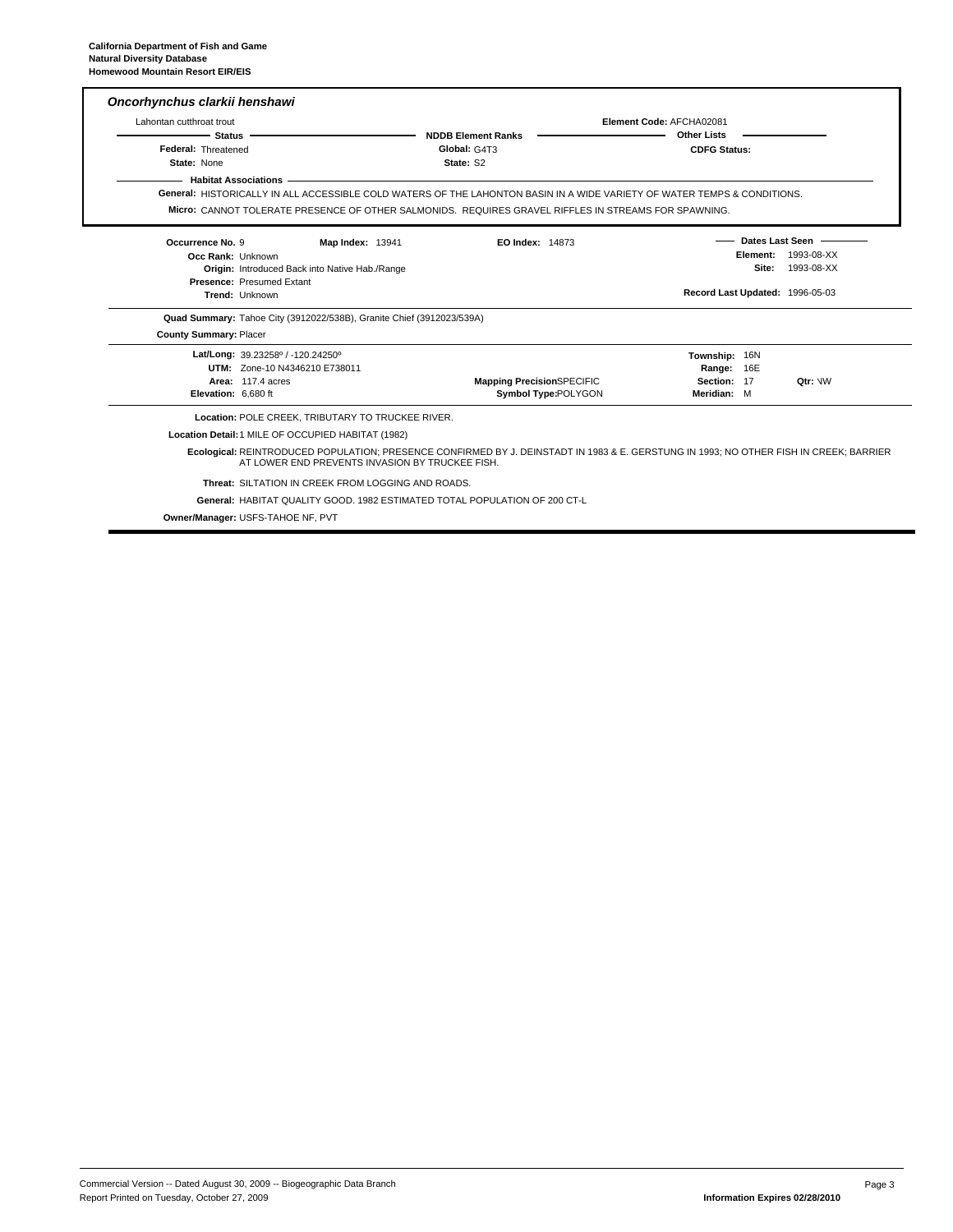**California Department of Fish and Game**
**Natural Diversity Database**
**Homewood Mountain Resort EIR/EIS**

### *Oncorhynchus clarkii henshawi*

Lahontan cutthroat trout

**Element Code:** AFCHA02081

**Status**

**Federal:** Threatened

**State:** None

**NDDB Element Ranks**

**Global:** G4T3

**State:** S2

**Other Lists**

**CDFG Status:**

**Habitat Associations**

**General:** HISTORICALLY IN ALL ACCESSIBLE COLD WATERS OF THE LAHONTAN BASIN IN A WIDE VARIETY OF WATER TEMPS & CONDITIONS.

**Micro:** CANNOT TOLERATE PRESENCE OF OTHER SALMONIDS. REQUIRES GRAVEL RIFFLES IN STREAMS FOR SPAWNING.

---

**Occurrence No.** 9 **Map Index:** 13941 **EO Index:** 14873

**Occ Rank:** Unknown

**Origin:** Introduced Back into Native Hab./Range

**Presence:** Presumed Extant

**Trend:** Unknown

**Dates Last Seen**

**Element:** 1993-08-XX

**Site:** 1993-08-XX

**Record Last Updated:** 1996-05-03

**Quad Summary:** Tahoe City (3912022/538B), Granite Chief (3912023/539A)

**County Summary:** Placer

**Lat/Long:** 39.23258º / -120.24250º

**UTM:** Zone-10 N4346210 E738011

**Area:** 117.4 acres

**Elevation:** 6,680 ft

**Mapping Precision** SPECIFIC

**Symbol Type:** POLYGON

**Township:** 16N

**Range:** 16E

**Section:** 17 **Qtr:** NW

**Meridian:** M

**Location:** POLE CREEK, TRIBUTARY TO TRUCKEE RIVER.

**Location Detail:** 1 MILE OF OCCUPIED HABITAT (1982)

**Ecological:** REINTRODUCED POPULATION; PRESENCE CONFIRMED BY J. DEINSTADT IN 1983 & E. GERSTUNG IN 1993; NO OTHER FISH IN CREEK; BARRIER AT LOWER END PREVENTS INVASION BY TRUCKEE FISH.

**Threat:** SILTATION IN CREEK FROM LOGGING AND ROADS.

**General:** HABITAT QUALITY GOOD. 1982 ESTIMATED TOTAL POPULATION OF 200 CT-L

**Owner/Manager:** USFS-TAHOE NF, PVT

---

Commercial Version -- Dated August 30, 2009 -- Biogeographic Data Branch
Report Printed on Tuesday, October 27, 2009

**Information Expires 02/28/2010**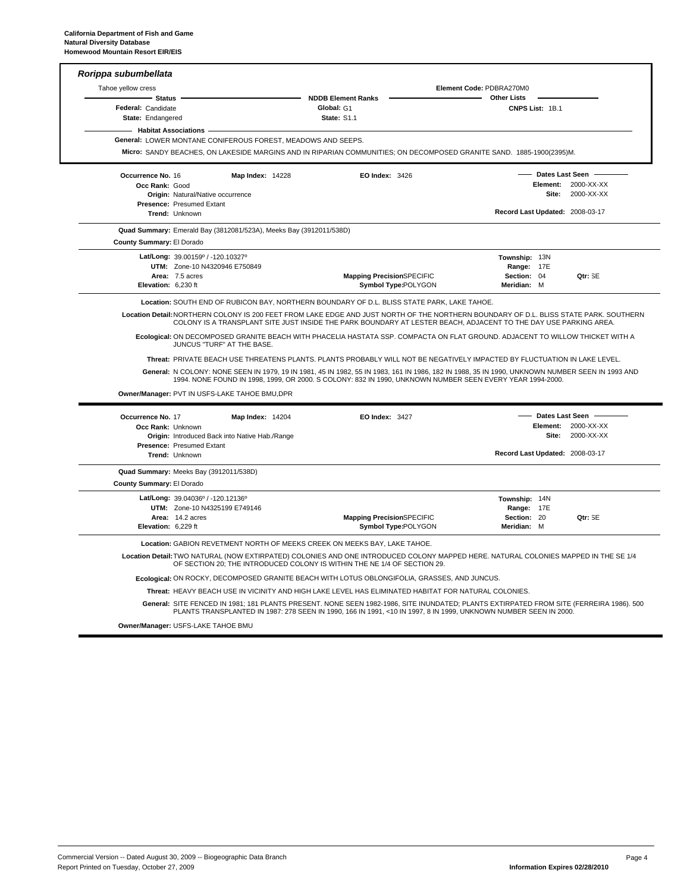**California Department of Fish and Game**
**Natural Diversity Database**
**Homewood Mountain Resort EIR/EIS**

## *Rorippa subumbellata*

Tahoe yellow cress

Element Code: PDBRA270M0

| Status | | NDDB Element Ranks | | Other Lists | |
|---|---|---|---|---|---|
| **Federal:** | Candidate | **Global:** | G1 | **CNPS List:** | 1B.1 |
| **State:** | Endangered | **State:** | S1.1 | | |

**Habitat Associations**

**General:** LOWER MONTANE CONIFEROUS FOREST, MEADOWS AND SEEPS.

**Micro:** SANDY BEACHES, ON LAKESIDE MARGINS AND IN RIPARIAN COMMUNITIES; ON DECOMPOSED GRANITE SAND. 1885-1900(2395)M.

---

**Occurrence No.** 16 **Map Index:** 14228 **EO Index:** 3426

**Occ Rank:** Good
**Origin:** Natural/Native occurrence
**Presence:** Presumed Extant
**Trend:** Unknown

**Dates Last Seen**
**Element:** 2000-XX-XX
**Site:** 2000-XX-XX
**Record Last Updated:** 2008-03-17

**Quad Summary:** Emerald Bay (3812081/523A), Meeks Bay (3912011/538D)

**County Summary:** El Dorado

**Lat/Long:** 39.00159º / -120.10327º
**UTM:** Zone-10 N4320946 E750849
**Area:** 7.5 acres
**Elevation:** 6,230 ft
**Mapping Precision:** SPECIFIC
**Symbol Type:** POLYGON
**Township:** 13N
**Range:** 17E
**Section:** 04 **Qtr:** SE
**Meridian:** M

**Location:** SOUTH END OF RUBICON BAY, NORTHERN BOUNDARY OF D.L. BLISS STATE PARK, LAKE TAHOE.

**Location Detail:** NORTHERN COLONY IS 200 FEET FROM LAKE EDGE AND JUST NORTH OF THE NORTHERN BOUNDARY OF D.L. BLISS STATE PARK. SOUTHERN COLONY IS A TRANSPLANT SITE JUST INSIDE THE PARK BOUNDARY AT LESTER BEACH, ADJACENT TO THE DAY USE PARKING AREA.

**Ecological:** ON DECOMPOSED GRANITE BEACH WITH PHACELIA HASTATA SSP. COMPACTA ON FLAT GROUND. ADJACENT TO WILLOW THICKET WITH A JUNCUS "TURF" AT THE BASE.

**Threat:** PRIVATE BEACH USE THREATENS PLANTS. PLANTS PROBABLY WILL NOT BE NEGATIVELY IMPACTED BY FLUCTUATION IN LAKE LEVEL.

**General:** N COLONY: NONE SEEN IN 1979, 19 IN 1981, 45 IN 1982, 55 IN 1983, 161 IN 1986, 182 IN 1988, 35 IN 1990, UNKNOWN NUMBER SEEN IN 1993 AND 1994. NONE FOUND IN 1998, 1999, OR 2000. S COLONY: 832 IN 1990, UNKNOWN NUMBER SEEN EVERY YEAR 1994-2000.

**Owner/Manager:** PVT IN USFS-LAKE TAHOE BMU,DPR

---

**Occurrence No.** 17 **Map Index:** 14204 **EO Index:** 3427

**Occ Rank:** Unknown
**Origin:** Introduced Back into Native Hab./Range
**Presence:** Presumed Extant
**Trend:** Unknown

**Dates Last Seen**
**Element:** 2000-XX-XX
**Site:** 2000-XX-XX
**Record Last Updated:** 2008-03-17

**Quad Summary:** Meeks Bay (3912011/538D)

**County Summary:** El Dorado

**Lat/Long:** 39.04036º / -120.12136º
**UTM:** Zone-10 N4325199 E749146
**Area:** 14.2 acres
**Elevation:** 6,229 ft
**Mapping Precision:** SPECIFIC
**Symbol Type:** POLYGON
**Township:** 14N
**Range:** 17E
**Section:** 20 **Qtr:** SE
**Meridian:** M

**Location:** GABION REVETMENT NORTH OF MEEKS CREEK ON MEEKS BAY, LAKE TAHOE.

**Location Detail:** TWO NATURAL (NOW EXTIRPATED) COLONIES AND ONE INTRODUCED COLONY MAPPED HERE. NATURAL COLONIES MAPPED IN THE SE 1/4 OF SECTION 20; THE INTRODUCED COLONY IS WITHIN THE NE 1/4 OF SECTION 29.

**Ecological:** ON ROCKY, DECOMPOSED GRANITE BEACH WITH LOTUS OBLONGIFOLIA, GRASSES, AND JUNCUS.

**Threat:** HEAVY BEACH USE IN VICINITY AND HIGH LAKE LEVEL HAS ELIMINATED HABITAT FOR NATURAL COLONIES.

**General:** SITE FENCED IN 1981; 181 PLANTS PRESENT. NONE SEEN 1982-1986, SITE INUNDATED; PLANTS EXTIRPATED FROM SITE (FERREIRA 1986). 500 PLANTS TRANSPLANTED IN 1987: 278 SEEN IN 1990, 166 IN 1991, <10 IN 1997, 8 IN 1999, UNKNOWN NUMBER SEEN IN 2000.

**Owner/Manager:** USFS-LAKE TAHOE BMU

---

Commercial Version -- Dated August 30, 2009 -- Biogeographic Data Branch
Report Printed on Tuesday, October 27, 2009
**Information Expires 02/28/2010**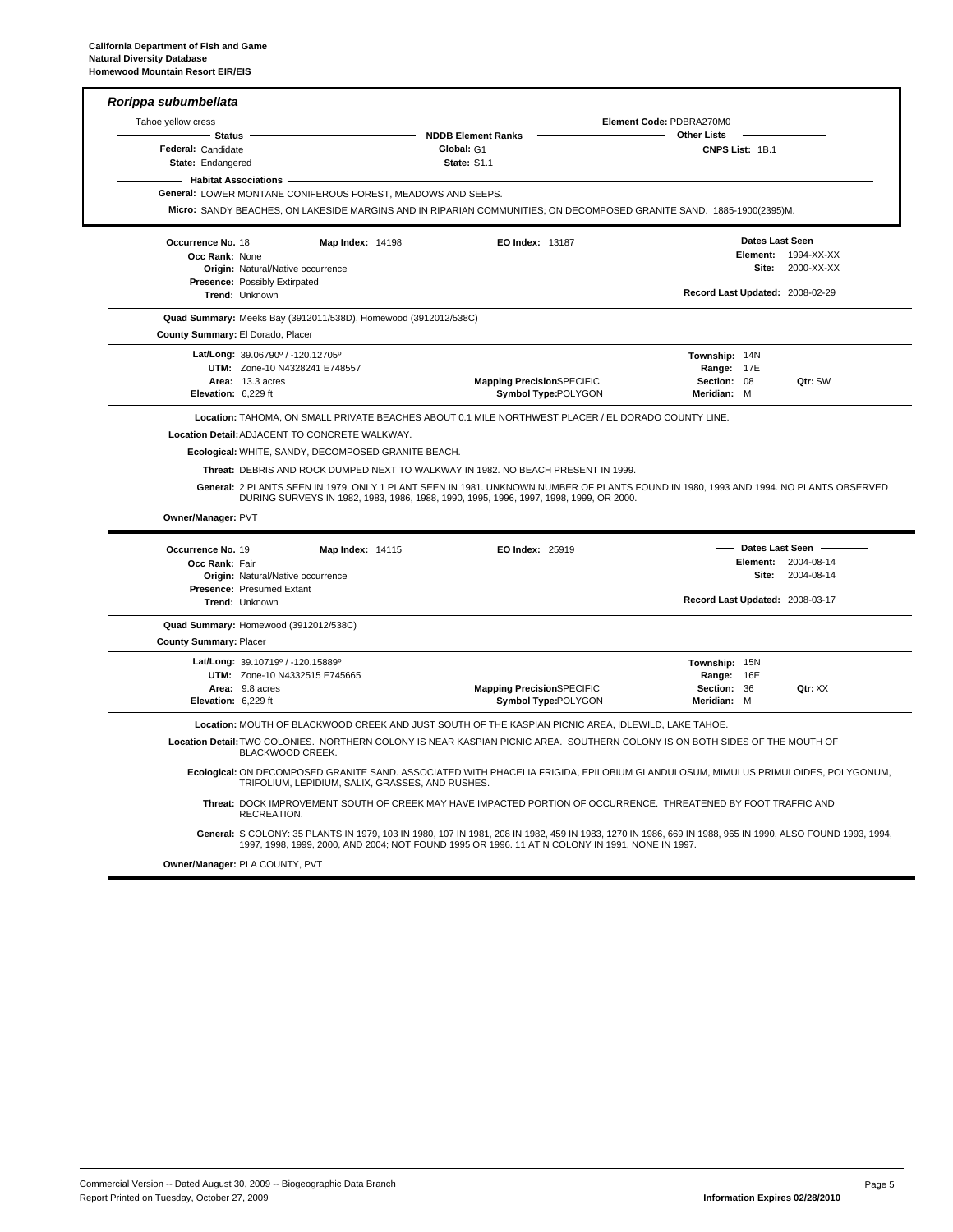**California Department of Fish and Game**
**Natural Diversity Database**
**Homewood Mountain Resort EIR/EIS**

## *Rorippa subumbellata*

Tahoe yellow cress

Element Code: PDBRA270M0

**Status**

**Federal:** Candidate
**State:** Endangered

**NDDB Element Ranks**

**Global:** G1
**State:** S1.1

**Other Lists**

**CNPS List:** 1B.1

**Habitat Associations**

**General:** LOWER MONTANE CONIFEROUS FOREST, MEADOWS AND SEEPS.

**Micro:** SANDY BEACHES, ON LAKESIDE MARGINS AND IN RIPARIAN COMMUNITIES; ON DECOMPOSED GRANITE SAND. 1885-1900(2395)M.

---

**Occurrence No.** 18 **Map Index:** 14198 **EO Index:** 13187

**Occ Rank:** None
**Origin:** Natural/Native occurrence
**Presence:** Possibly Extirpated
**Trend:** Unknown

**Dates Last Seen**
**Element:** 1994-XX-XX
**Site:** 2000-XX-XX

**Record Last Updated:** 2008-02-29

**Quad Summary:** Meeks Bay (3912011/538D), Homewood (3912012/538C)

**County Summary:** El Dorado, Placer

**Lat/Long:** 39.06790º / -120.12705º
**UTM:** Zone-10 N4328241 E748557
**Area:** 13.3 acres
**Elevation:** 6,229 ft

**Mapping Precision:** SPECIFIC
**Symbol Type:** POLYGON

**Township:** 14N
**Range:** 17E
**Section:** 08 **Qtr:** SW
**Meridian:** M

**Location:** TAHOMA, ON SMALL PRIVATE BEACHES ABOUT 0.1 MILE NORTHWEST PLACER / EL DORADO COUNTY LINE.

**Location Detail:** ADJACENT TO CONCRETE WALKWAY.

**Ecological:** WHITE, SANDY, DECOMPOSED GRANITE BEACH.

**Threat:** DEBRIS AND ROCK DUMPED NEXT TO WALKWAY IN 1982. NO BEACH PRESENT IN 1999.

**General:** 2 PLANTS SEEN IN 1979, ONLY 1 PLANT SEEN IN 1981. UNKNOWN NUMBER OF PLANTS FOUND IN 1980, 1993 AND 1994. NO PLANTS OBSERVED DURING SURVEYS IN 1982, 1983, 1986, 1988, 1990, 1995, 1996, 1997, 1998, 1999, OR 2000.

**Owner/Manager:** PVT

---

**Occurrence No.** 19 **Map Index:** 14115 **EO Index:** 25919

**Occ Rank:** Fair
**Origin:** Natural/Native occurrence
**Presence:** Presumed Extant
**Trend:** Unknown

**Dates Last Seen**
**Element:** 2004-08-14
**Site:** 2004-08-14

**Record Last Updated:** 2008-03-17

**Quad Summary:** Homewood (3912012/538C)

**County Summary:** Placer

**Lat/Long:** 39.10719º / -120.15889º
**UTM:** Zone-10 N4332515 E745665
**Area:** 9.8 acres
**Elevation:** 6,229 ft

**Mapping Precision:** SPECIFIC
**Symbol Type:** POLYGON

**Township:** 15N
**Range:** 16E
**Section:** 36 **Qtr:** XX
**Meridian:** M

**Location:** MOUTH OF BLACKWOOD CREEK AND JUST SOUTH OF THE KASPIAN PICNIC AREA, IDLEWILD, LAKE TAHOE.

**Location Detail:** TWO COLONIES. NORTHERN COLONY IS NEAR KASPIAN PICNIC AREA. SOUTHERN COLONY IS ON BOTH SIDES OF THE MOUTH OF BLACKWOOD CREEK.

**Ecological:** ON DECOMPOSED GRANITE SAND. ASSOCIATED WITH PHACELIA FRIGIDA, EPILOBIUM GLANDULOSUM, MIMULUS PRIMULOIDES, POLYGONUM, TRIFOLIUM, LEPIDIUM, SALIX, GRASSES, AND RUSHES.

**Threat:** DOCK IMPROVEMENT SOUTH OF CREEK MAY HAVE IMPACTED PORTION OF OCCURRENCE. THREATENED BY FOOT TRAFFIC AND RECREATION.

**General:** S COLONY: 35 PLANTS IN 1979, 103 IN 1980, 107 IN 1981, 208 IN 1982, 459 IN 1983, 1270 IN 1986, 669 IN 1988, 965 IN 1990, ALSO FOUND 1993, 1994, 1997, 1998, 1999, 2000, AND 2004; NOT FOUND 1995 OR 1996. 11 AT N COLONY IN 1991, NONE IN 1997.

**Owner/Manager:** PLA COUNTY, PVT

---

Commercial Version -- Dated August 30, 2009 -- Biogeographic Data Branch
Report Printed on Tuesday, October 27, 2009

**Information Expires 02/28/2010**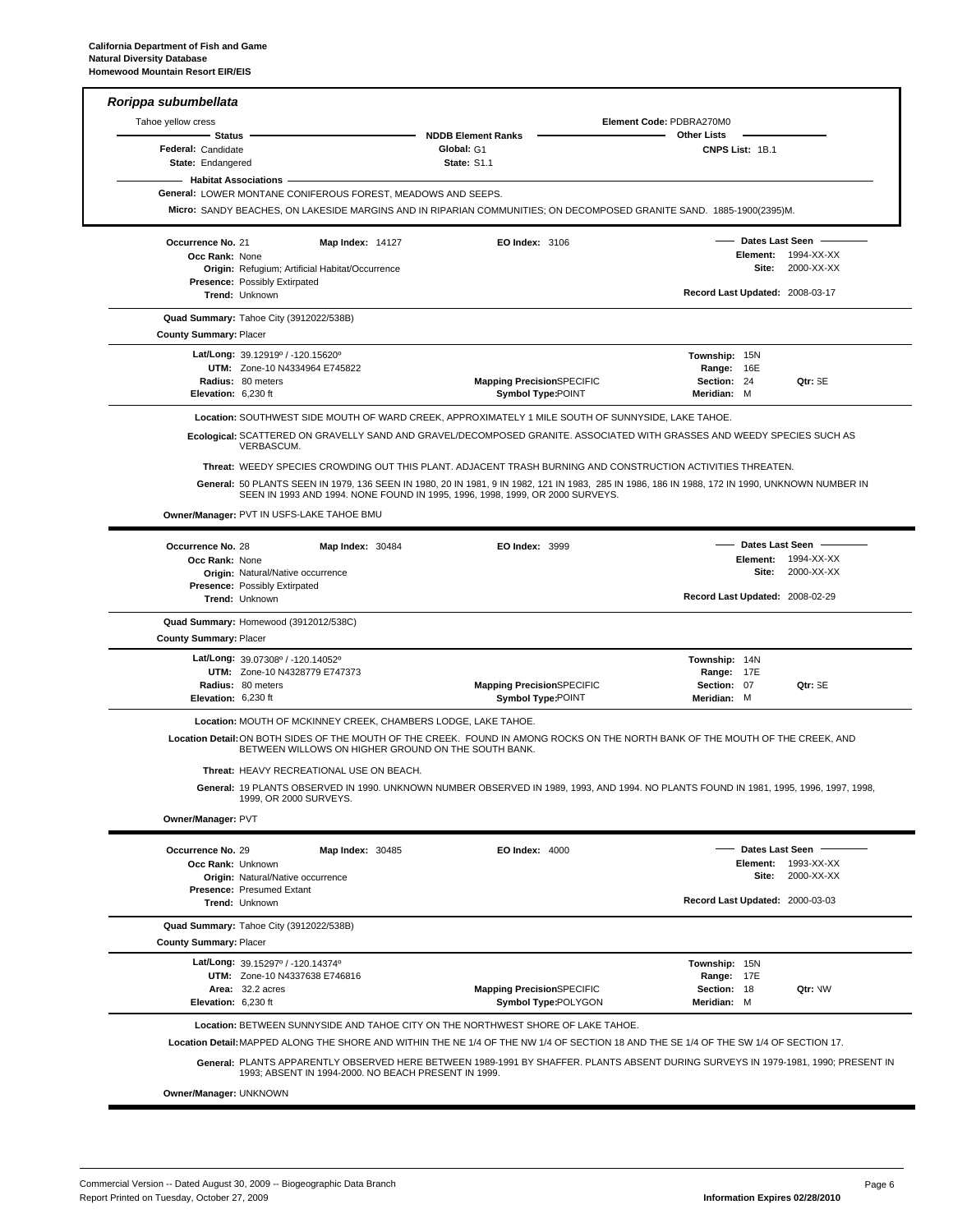## *Rorippa subumbellata*

Tahoe yellow cress

Element Code: PDBRA270M0

| Status | | NDDB Element Ranks | | Other Lists | |
|---|---|---|---|---|---|
| Federal: | Candidate | Global: | G1 | CNPS List: | 1B.1 |
| State: | Endangered | State: | S1.1 | | |

**Habitat Associations**

**General:** LOWER MONTANE CONIFEROUS FOREST, MEADOWS AND SEEPS.

**Micro:** SANDY BEACHES, ON LAKESIDE MARGINS AND IN RIPARIAN COMMUNITIES; ON DECOMPOSED GRANITE SAND. 1885-1900(2395)M.

---

**Occurrence No.** 21 **Map Index:** 14127 **EO Index:** 3106

**Occ Rank:** None
**Origin:** Refugium; Artificial Habitat/Occurrence
**Presence:** Possibly Extirpated
**Trend:** Unknown

**Dates Last Seen**
**Element:** 1994-XX-XX
**Site:** 2000-XX-XX
**Record Last Updated:** 2008-03-17

**Quad Summary:** Tahoe City (3912022/538B)
**County Summary:** Placer

**Lat/Long:** 39.12919º / -120.15620º
**UTM:** Zone-10 N4334964 E745822
**Radius:** 80 meters
**Elevation:** 6,230 ft
**Mapping Precision** SPECIFIC
**Symbol Type:** POINT
**Township:** 15N
**Range:** 16E
**Section:** 24 **Qtr:** SE
**Meridian:** M

**Location:** SOUTHWEST SIDE MOUTH OF WARD CREEK, APPROXIMATELY 1 MILE SOUTH OF SUNNYSIDE, LAKE TAHOE.

**Ecological:** SCATTERED ON GRAVELLY SAND AND GRAVEL/DECOMPOSED GRANITE. ASSOCIATED WITH GRASSES AND WEEDY SPECIES SUCH AS VERBASCUM.

**Threat:** WEEDY SPECIES CROWDING OUT THIS PLANT. ADJACENT TRASH BURNING AND CONSTRUCTION ACTIVITIES THREATEN.

**General:** 50 PLANTS SEEN IN 1979, 136 SEEN IN 1980, 20 IN 1981, 9 IN 1982, 121 IN 1983, 285 IN 1986, 186 IN 1988, 172 IN 1990, UNKNOWN NUMBER IN SEEN IN 1993 AND 1994. NONE FOUND IN 1995, 1996, 1998, 1999, OR 2000 SURVEYS.

**Owner/Manager:** PVT IN USFS-LAKE TAHOE BMU

---

**Occurrence No.** 28 **Map Index:** 30484 **EO Index:** 3999

**Occ Rank:** None
**Origin:** Natural/Native occurrence
**Presence:** Possibly Extirpated
**Trend:** Unknown

**Dates Last Seen**
**Element:** 1994-XX-XX
**Site:** 2000-XX-XX
**Record Last Updated:** 2008-02-29

**Quad Summary:** Homewood (3912012/538C)
**County Summary:** Placer

**Lat/Long:** 39.07308º / -120.14052º
**UTM:** Zone-10 N4328779 E747373
**Radius:** 80 meters
**Elevation:** 6,230 ft
**Mapping Precision** SPECIFIC
**Symbol Type:** POINT
**Township:** 14N
**Range:** 17E
**Section:** 07 **Qtr:** SE
**Meridian:** M

**Location:** MOUTH OF MCKINNEY CREEK, CHAMBERS LODGE, LAKE TAHOE.

**Location Detail:** ON BOTH SIDES OF THE MOUTH OF THE CREEK. FOUND IN AMONG ROCKS ON THE NORTH BANK OF THE MOUTH OF THE CREEK, AND BETWEEN WILLOWS ON HIGHER GROUND ON THE SOUTH BANK.

**Threat:** HEAVY RECREATIONAL USE ON BEACH.

**General:** 19 PLANTS OBSERVED IN 1990. UNKNOWN NUMBER OBSERVED IN 1989, 1993, AND 1994. NO PLANTS FOUND IN 1981, 1995, 1996, 1997, 1998, 1999, OR 2000 SURVEYS.

**Owner/Manager:** PVT

---

**Occurrence No.** 29 **Map Index:** 30485 **EO Index:** 4000

**Occ Rank:** Unknown
**Origin:** Natural/Native occurrence
**Presence:** Presumed Extant
**Trend:** Unknown

**Dates Last Seen**
**Element:** 1993-XX-XX
**Site:** 2000-XX-XX
**Record Last Updated:** 2000-03-03

**Quad Summary:** Tahoe City (3912022/538B)
**County Summary:** Placer

**Lat/Long:** 39.15297º / -120.14374º
**UTM:** Zone-10 N4337638 E746816
**Area:** 32.2 acres
**Elevation:** 6,230 ft
**Mapping Precision** SPECIFIC
**Symbol Type:** POLYGON
**Township:** 15N
**Range:** 17E
**Section:** 18 **Qtr:** NW
**Meridian:** M

**Location:** BETWEEN SUNNYSIDE AND TAHOE CITY ON THE NORTHWEST SHORE OF LAKE TAHOE.

**Location Detail:** MAPPED ALONG THE SHORE AND WITHIN THE NE 1/4 OF THE NW 1/4 OF SECTION 18 AND THE SE 1/4 OF THE SW 1/4 OF SECTION 17.

**General:** PLANTS APPARENTLY OBSERVED HERE BETWEEN 1989-1991 BY SHAFFER. PLANTS ABSENT DURING SURVEYS IN 1979-1981, 1990; PRESENT IN 1993; ABSENT IN 1994-2000. NO BEACH PRESENT IN 1999.

**Owner/Manager:** UNKNOWN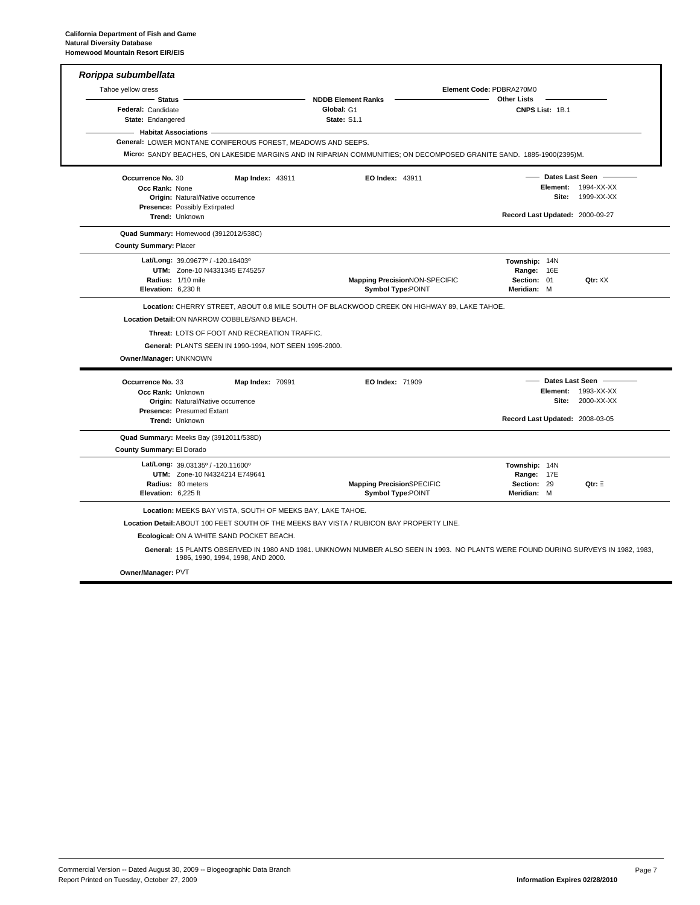**California Department of Fish and Game**
**Natural Diversity Database**
**Homewood Mountain Resort EIR/EIS**

## *Rorippa subumbellata*

Tahoe yellow cress

**Element Code:** PDBRA270M0

| Status | NDDB Element Ranks | Other Lists |
| --- | --- | --- |
| **Federal:** Candidate | **Global:** G1 | **CNPS List:** 1B.1 |
| **State:** Endangered | **State:** S1.1 | |

**Habitat Associations**

**General:** LOWER MONTANE CONIFEROUS FOREST, MEADOWS AND SEEPS.

**Micro:** SANDY BEACHES, ON LAKESIDE MARGINS AND IN RIPARIAN COMMUNITIES; ON DECOMPOSED GRANITE SAND. 1885-1900(2395)M.

---

**Occurrence No.** 30 **Map Index:** 43911 **EO Index:** 43911

**Occ Rank:** None
**Origin:** Natural/Native occurrence
**Presence:** Possibly Extirpated
**Trend:** Unknown

**Dates Last Seen**
**Element:** 1994-XX-XX
**Site:** 1999-XX-XX

**Record Last Updated:** 2000-09-27

**Quad Summary:** Homewood (3912012/538C)
**County Summary:** Placer

**Lat/Long:** 39.09677º / -120.16403º
**UTM:** Zone-10 N4331345 E745257
**Radius:** 1/10 mile
**Elevation:** 6,230 ft

**Mapping Precision** NON-SPECIFIC
**Symbol Type:** POINT

**Township:** 14N
**Range:** 16E
**Section:** 01 **Qtr:** XX
**Meridian:** M

**Location:** CHERRY STREET, ABOUT 0.8 MILE SOUTH OF BLACKWOOD CREEK ON HIGHWAY 89, LAKE TAHOE.

**Location Detail:** ON NARROW COBBLE/SAND BEACH.

**Threat:** LOTS OF FOOT AND RECREATION TRAFFIC.

**General:** PLANTS SEEN IN 1990-1994, NOT SEEN 1995-2000.

**Owner/Manager:** UNKNOWN

---

**Occurrence No.** 33 **Map Index:** 70991 **EO Index:** 71909

**Occ Rank:** Unknown
**Origin:** Natural/Native occurrence
**Presence:** Presumed Extant
**Trend:** Unknown

**Dates Last Seen**
**Element:** 1993-XX-XX
**Site:** 2000-XX-XX

**Record Last Updated:** 2008-03-05

**Quad Summary:** Meeks Bay (3912011/538D)
**County Summary:** El Dorado

**Lat/Long:** 39.03135º / -120.11600º
**UTM:** Zone-10 N4324214 E749641
**Radius:** 80 meters
**Elevation:** 6,225 ft

**Mapping Precision** SPECIFIC
**Symbol Type:** POINT

**Township:** 14N
**Range:** 17E
**Section:** 29 **Qtr:** Ξ
**Meridian:** M

**Location:** MEEKS BAY VISTA, SOUTH OF MEEKS BAY, LAKE TAHOE.

**Location Detail:** ABOUT 100 FEET SOUTH OF THE MEEKS BAY VISTA / RUBICON BAY PROPERTY LINE.

**Ecological:** ON A WHITE SAND POCKET BEACH.

**General:** 15 PLANTS OBSERVED IN 1980 AND 1981. UNKNOWN NUMBER ALSO SEEN IN 1993. NO PLANTS WERE FOUND DURING SURVEYS IN 1982, 1983, 1986, 1990, 1994, 1998, AND 2000.

**Owner/Manager:** PVT

---

Commercial Version -- Dated August 30, 2009 -- Biogeographic Data Branch
Report Printed on Tuesday, October 27, 2009
**Information Expires 02/28/2010**